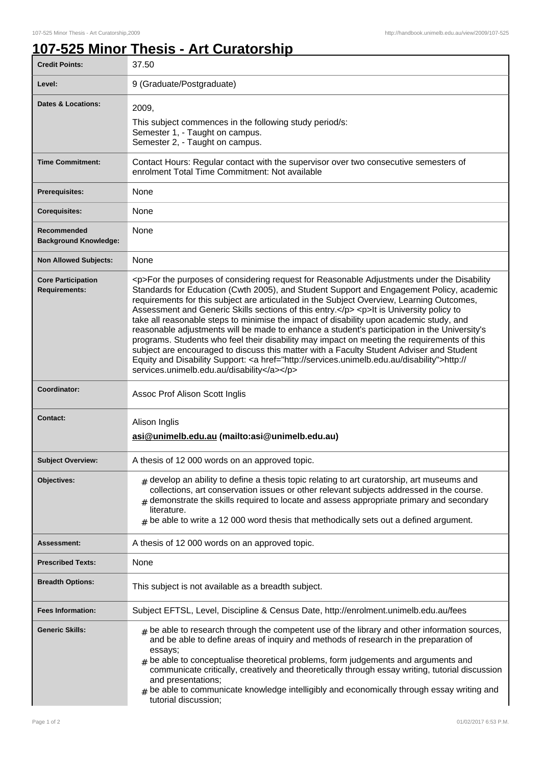# 107-525 Minor Thesis - Art Curatorship

| | |
|---|---|
| **Credit Points:** | 37.50 |
| **Level:** | 9 (Graduate/Postgraduate) |
| **Dates & Locations:** | 2009,<br>This subject commences in the following study period/s:<br>Semester 1, - Taught on campus.<br>Semester 2, - Taught on campus. |
| **Time Commitment:** | Contact Hours: Regular contact with the supervisor over two consecutive semesters of enrolment Total Time Commitment: Not available |
| **Prerequisites:** | None |
| **Corequisites:** | None |
| **Recommended Background Knowledge:** | None |
| **Non Allowed Subjects:** | None |
| **Core Participation Requirements:** | <p>For the purposes of considering request for Reasonable Adjustments under the Disability Standards for Education (Cwth 2005), and Student Support and Engagement Policy, academic requirements for this subject are articulated in the Subject Overview, Learning Outcomes, Assessment and Generic Skills sections of this entry.</p> <p>It is University policy to take all reasonable steps to minimise the impact of disability upon academic study, and reasonable adjustments will be made to enhance a student's participation in the University's programs. Students who feel their disability may impact on meeting the requirements of this subject are encouraged to discuss this matter with a Faculty Student Adviser and Student Equity and Disability Support: <a href="http://services.unimelb.edu.au/disability">http://services.unimelb.edu.au/disability</a></p> |
| **Coordinator:** | Assoc Prof Alison Scott Inglis |
| **Contact:** | Alison Inglis<br>**asi@unimelb.edu.au (mailto:asi@unimelb.edu.au)** |
| **Subject Overview:** | A thesis of 12 000 words on an approved topic. |
| **Objectives:** | # develop an ability to define a thesis topic relating to art curatorship, art museums and collections, art conservation issues or other relevant subjects addressed in the course.<br># demonstrate the skills required to locate and assess appropriate primary and secondary literature.<br># be able to write a 12 000 word thesis that methodically sets out a defined argument. |
| **Assessment:** | A thesis of 12 000 words on an approved topic. |
| **Prescribed Texts:** | None |
| **Breadth Options:** | This subject is not available as a breadth subject. |
| **Fees Information:** | Subject EFTSL, Level, Discipline & Census Date, http://enrolment.unimelb.edu.au/fees |
| **Generic Skills:** | # be able to research through the competent use of the library and other information sources, and be able to define areas of inquiry and methods of research in the preparation of essays;<br># be able to conceptualise theoretical problems, form judgements and arguments and communicate critically, creatively and theoretically through essay writing, tutorial discussion and presentations;<br># be able to communicate knowledge intelligibly and economically through essay writing and tutorial discussion; |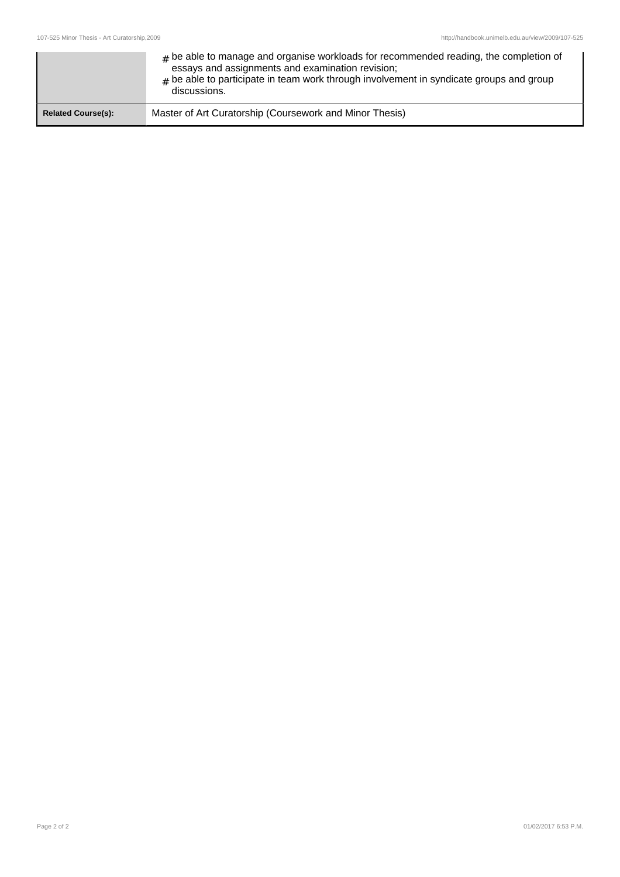| | |
|---|---|
| | # be able to manage and organise workloads for recommended reading, the completion of essays and assignments and examination revision;<br># be able to participate in team work through involvement in syndicate groups and group discussions. |
| **Related Course(s):** | Master of Art Curatorship (Coursework and Minor Thesis) |